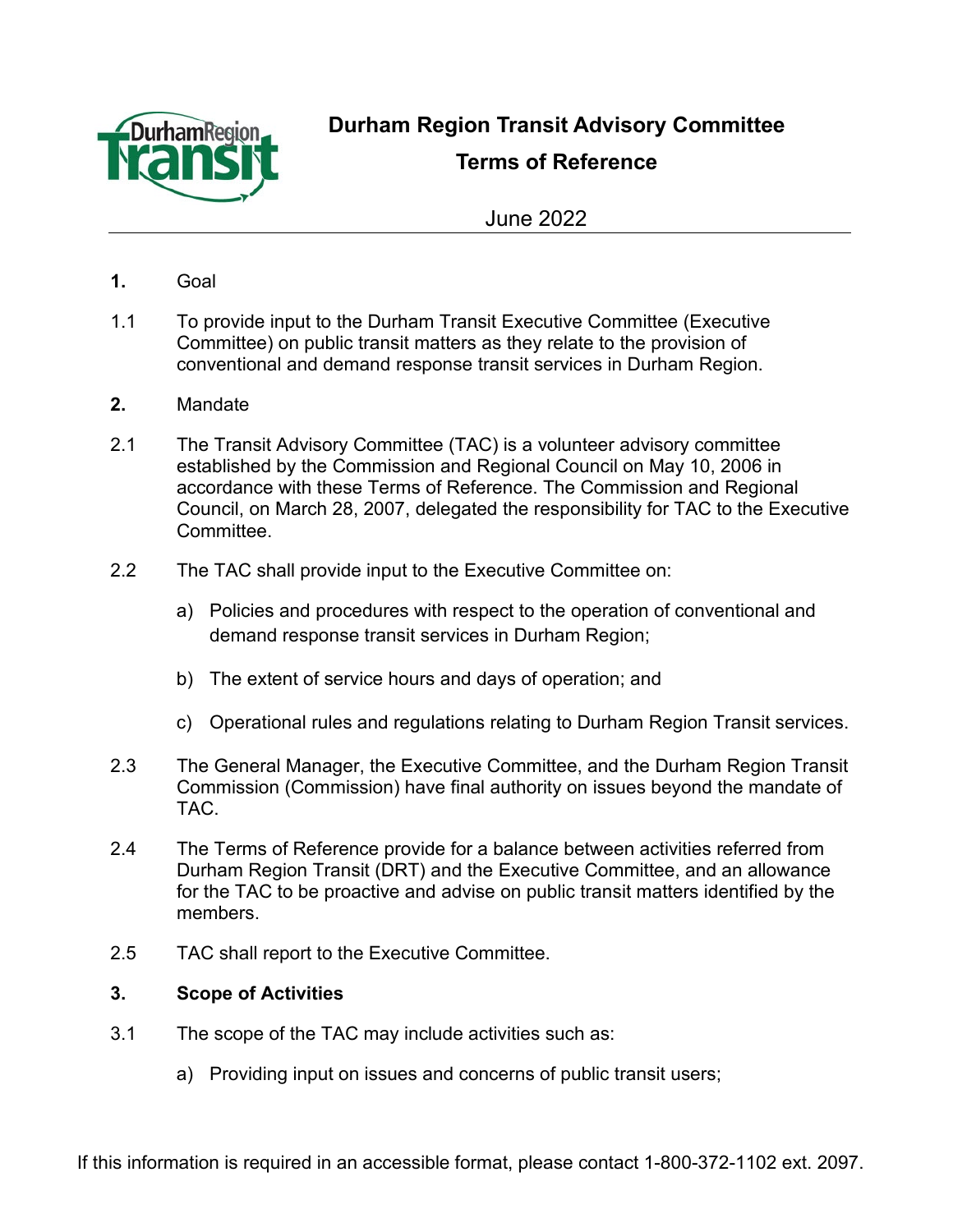# Durham Region Transit Advisory Committee

## Terms of Reference

June 2022

**1.** Goal

1.1 To provide input to the Durham Transit Executive Committee (Executive Committee) on public transit matters as they relate to the provision of conventional and demand response transit services in Durham Region.

**2.** Mandate

2.1 The Transit Advisory Committee (TAC) is a volunteer advisory committee established by the Commission and Regional Council on May 10, 2006 in accordance with these Terms of Reference. The Commission and Regional Council, on March 28, 2007, delegated the responsibility for TAC to the Executive Committee.

2.2 The TAC shall provide input to the Executive Committee on:

a) Policies and procedures with respect to the operation of conventional and demand response transit services in Durham Region;

b) The extent of service hours and days of operation; and

c) Operational rules and regulations relating to Durham Region Transit services.

2.3 The General Manager, the Executive Committee, and the Durham Region Transit Commission (Commission) have final authority on issues beyond the mandate of TAC.

2.4 The Terms of Reference provide for a balance between activities referred from Durham Region Transit (DRT) and the Executive Committee, and an allowance for the TAC to be proactive and advise on public transit matters identified by the members.

2.5 TAC shall report to the Executive Committee.

**3. Scope of Activities**

3.1 The scope of the TAC may include activities such as:

a) Providing input on issues and concerns of public transit users;

If this information is required in an accessible format, please contact 1-800-372-1102 ext. 2097.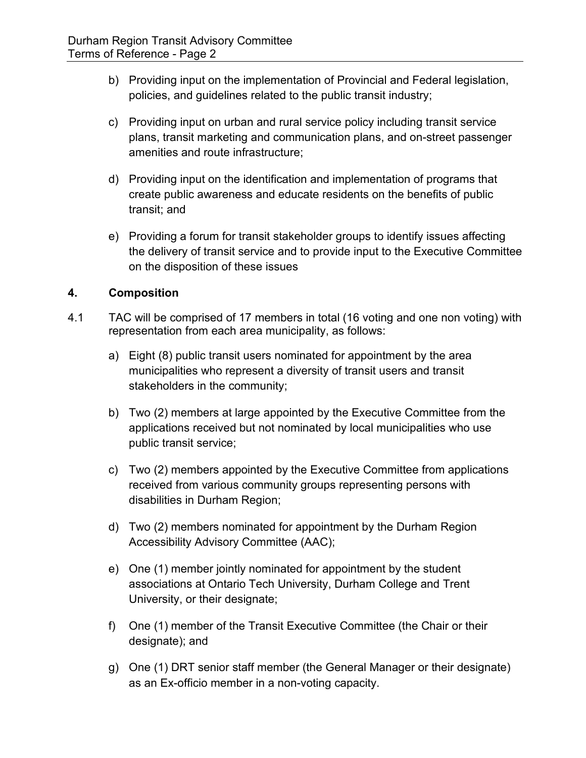b) Providing input on the implementation of Provincial and Federal legislation, policies, and guidelines related to the public transit industry;

c) Providing input on urban and rural service policy including transit service plans, transit marketing and communication plans, and on-street passenger amenities and route infrastructure;

d) Providing input on the identification and implementation of programs that create public awareness and educate residents on the benefits of public transit; and

e) Providing a forum for transit stakeholder groups to identify issues affecting the delivery of transit service and to provide input to the Executive Committee on the disposition of these issues

## 4. Composition

4.1 TAC will be comprised of 17 members in total (16 voting and one non voting) with representation from each area municipality, as follows:

a) Eight (8) public transit users nominated for appointment by the area municipalities who represent a diversity of transit users and transit stakeholders in the community;

b) Two (2) members at large appointed by the Executive Committee from the applications received but not nominated by local municipalities who use public transit service;

c) Two (2) members appointed by the Executive Committee from applications received from various community groups representing persons with disabilities in Durham Region;

d) Two (2) members nominated for appointment by the Durham Region Accessibility Advisory Committee (AAC);

e) One (1) member jointly nominated for appointment by the student associations at Ontario Tech University, Durham College and Trent University, or their designate;

f) One (1) member of the Transit Executive Committee (the Chair or their designate); and

g) One (1) DRT senior staff member (the General Manager or their designate) as an Ex-officio member in a non-voting capacity.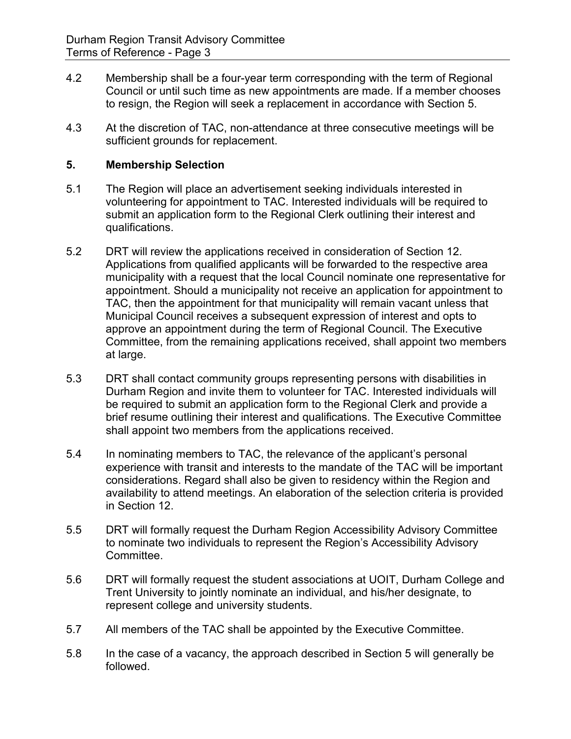4.2 Membership shall be a four-year term corresponding with the term of Regional Council or until such time as new appointments are made. If a member chooses to resign, the Region will seek a replacement in accordance with Section 5.

4.3 At the discretion of TAC, non-attendance at three consecutive meetings will be sufficient grounds for replacement.

## 5. Membership Selection

5.1 The Region will place an advertisement seeking individuals interested in volunteering for appointment to TAC. Interested individuals will be required to submit an application form to the Regional Clerk outlining their interest and qualifications.

5.2 DRT will review the applications received in consideration of Section 12. Applications from qualified applicants will be forwarded to the respective area municipality with a request that the local Council nominate one representative for appointment. Should a municipality not receive an application for appointment to TAC, then the appointment for that municipality will remain vacant unless that Municipal Council receives a subsequent expression of interest and opts to approve an appointment during the term of Regional Council. The Executive Committee, from the remaining applications received, shall appoint two members at large.

5.3 DRT shall contact community groups representing persons with disabilities in Durham Region and invite them to volunteer for TAC. Interested individuals will be required to submit an application form to the Regional Clerk and provide a brief resume outlining their interest and qualifications. The Executive Committee shall appoint two members from the applications received.

5.4 In nominating members to TAC, the relevance of the applicant's personal experience with transit and interests to the mandate of the TAC will be important considerations. Regard shall also be given to residency within the Region and availability to attend meetings. An elaboration of the selection criteria is provided in Section 12.

5.5 DRT will formally request the Durham Region Accessibility Advisory Committee to nominate two individuals to represent the Region's Accessibility Advisory Committee.

5.6 DRT will formally request the student associations at UOIT, Durham College and Trent University to jointly nominate an individual, and his/her designate, to represent college and university students.

5.7 All members of the TAC shall be appointed by the Executive Committee.

5.8 In the case of a vacancy, the approach described in Section 5 will generally be followed.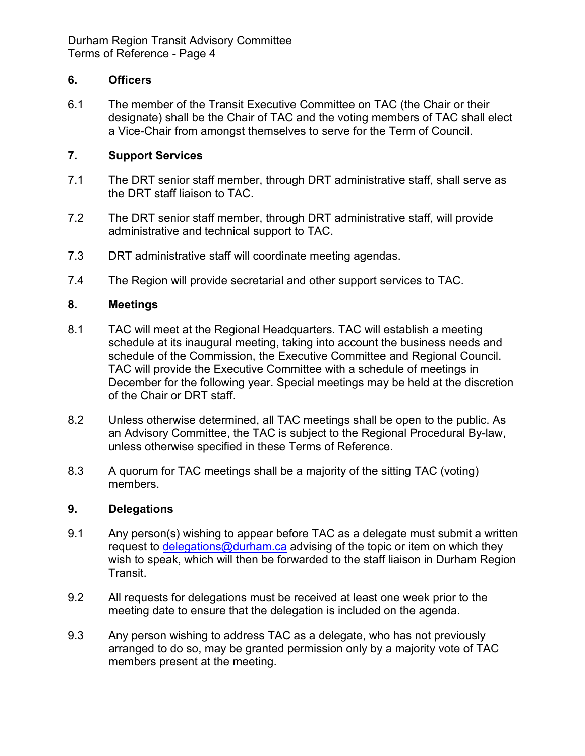## 6. Officers

6.1 The member of the Transit Executive Committee on TAC (the Chair or their designate) shall be the Chair of TAC and the voting members of TAC shall elect a Vice-Chair from amongst themselves to serve for the Term of Council.

## 7. Support Services

7.1 The DRT senior staff member, through DRT administrative staff, shall serve as the DRT staff liaison to TAC.

7.2 The DRT senior staff member, through DRT administrative staff, will provide administrative and technical support to TAC.

7.3 DRT administrative staff will coordinate meeting agendas.

7.4 The Region will provide secretarial and other support services to TAC.

## 8. Meetings

8.1 TAC will meet at the Regional Headquarters. TAC will establish a meeting schedule at its inaugural meeting, taking into account the business needs and schedule of the Commission, the Executive Committee and Regional Council. TAC will provide the Executive Committee with a schedule of meetings in December for the following year. Special meetings may be held at the discretion of the Chair or DRT staff.

8.2 Unless otherwise determined, all TAC meetings shall be open to the public. As an Advisory Committee, the TAC is subject to the Regional Procedural By-law, unless otherwise specified in these Terms of Reference.

8.3 A quorum for TAC meetings shall be a majority of the sitting TAC (voting) members.

## 9. Delegations

9.1 Any person(s) wishing to appear before TAC as a delegate must submit a written request to delegations@durham.ca advising of the topic or item on which they wish to speak, which will then be forwarded to the staff liaison in Durham Region Transit.

9.2 All requests for delegations must be received at least one week prior to the meeting date to ensure that the delegation is included on the agenda.

9.3 Any person wishing to address TAC as a delegate, who has not previously arranged to do so, may be granted permission only by a majority vote of TAC members present at the meeting.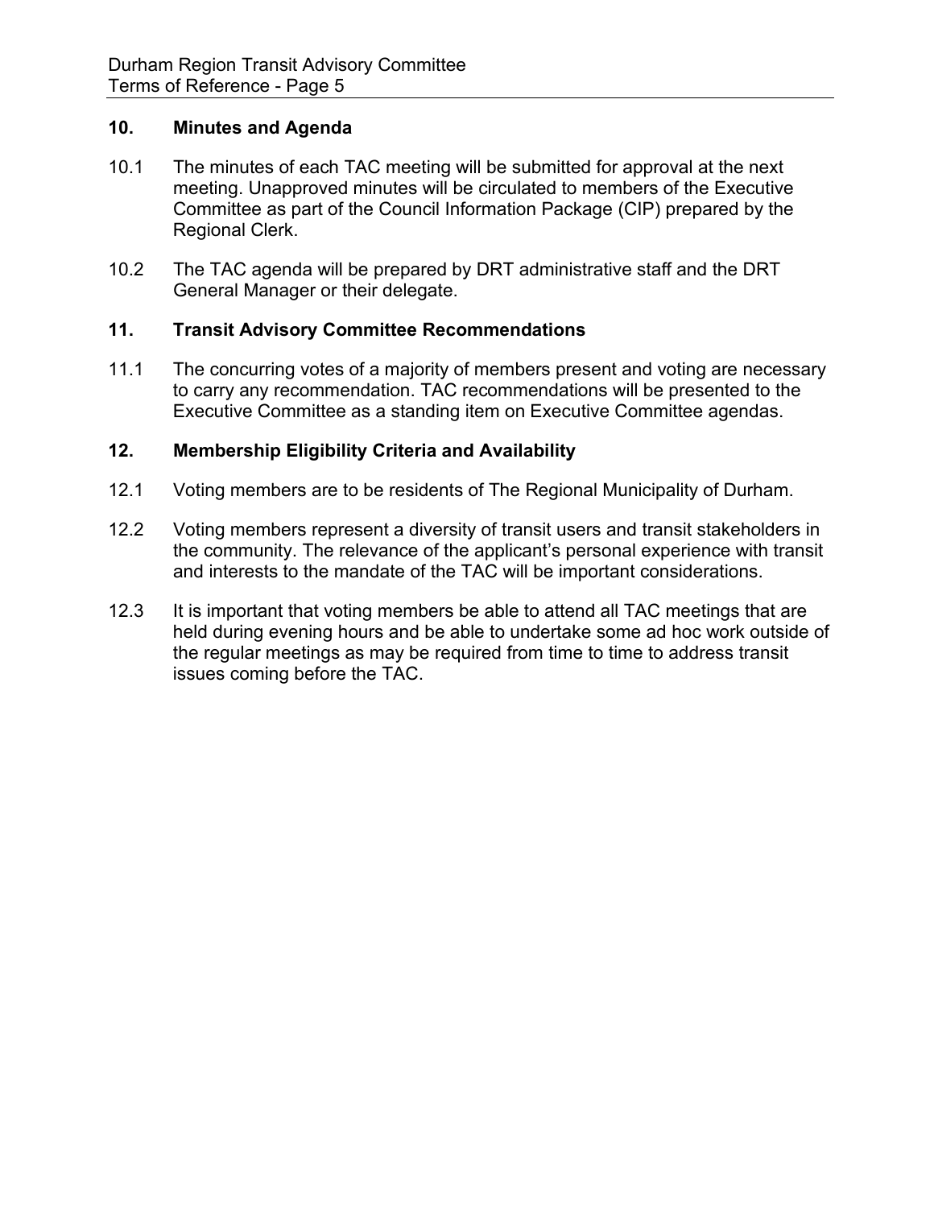## 10. Minutes and Agenda

10.1 The minutes of each TAC meeting will be submitted for approval at the next meeting. Unapproved minutes will be circulated to members of the Executive Committee as part of the Council Information Package (CIP) prepared by the Regional Clerk.

10.2 The TAC agenda will be prepared by DRT administrative staff and the DRT General Manager or their delegate.

## 11. Transit Advisory Committee Recommendations

11.1 The concurring votes of a majority of members present and voting are necessary to carry any recommendation. TAC recommendations will be presented to the Executive Committee as a standing item on Executive Committee agendas.

## 12. Membership Eligibility Criteria and Availability

12.1 Voting members are to be residents of The Regional Municipality of Durham.

12.2 Voting members represent a diversity of transit users and transit stakeholders in the community. The relevance of the applicant's personal experience with transit and interests to the mandate of the TAC will be important considerations.

12.3 It is important that voting members be able to attend all TAC meetings that are held during evening hours and be able to undertake some ad hoc work outside of the regular meetings as may be required from time to time to address transit issues coming before the TAC.